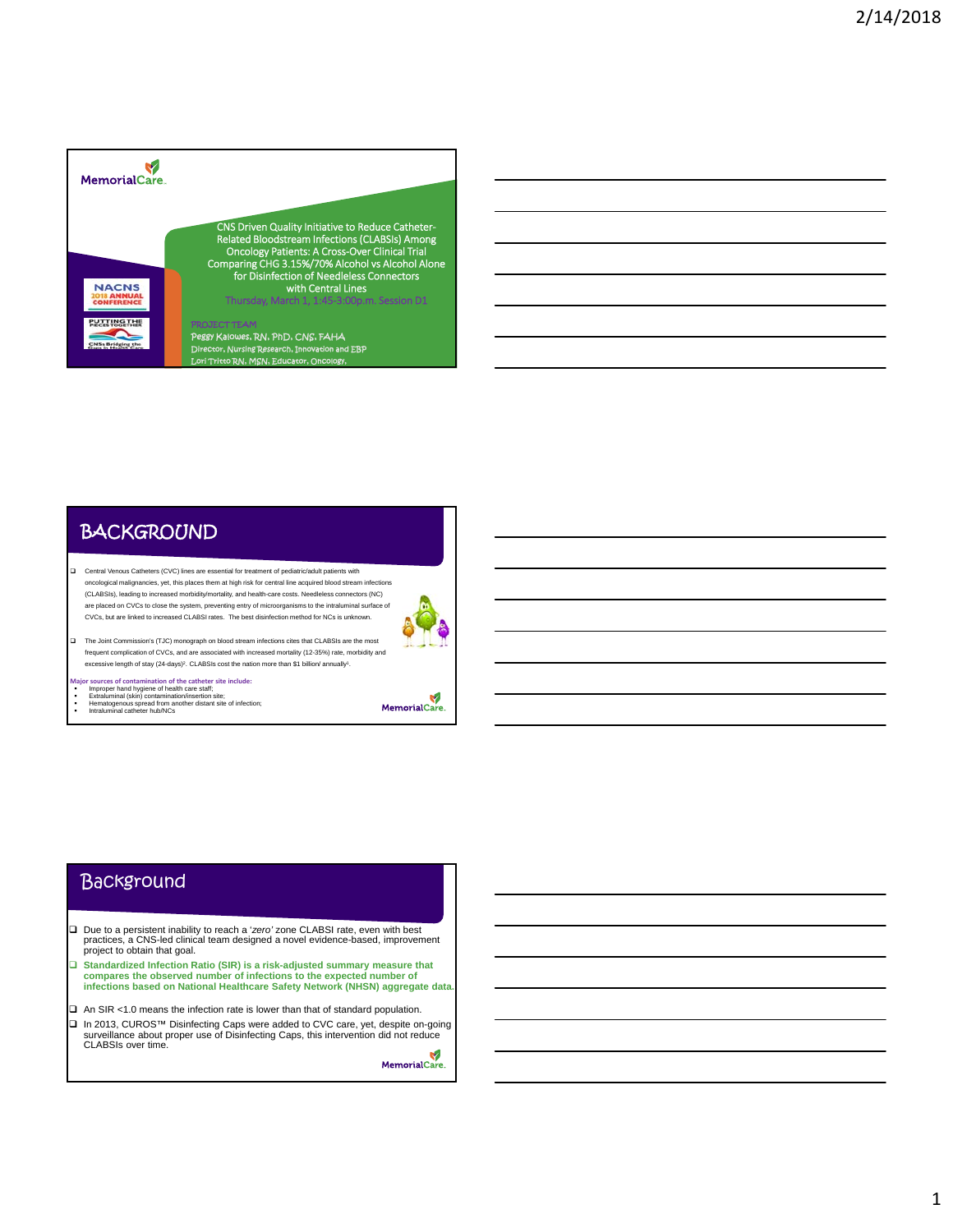MemorialCare

NACNS 2018 ANNUAL CONFERENCE

PUTTING THE PIECES TOGETHER — CNSs Bridging the Gaps in Health Care

# CNS Driven Quality Initiative to Reduce Catheter-Related Bloodstream Infections (CLABSIs) Among Oncology Patients: A Cross-Over Clinical Trial Comparing CHG 3.15%/70% Alcohol vs Alcohol Alone for Disinfection of Needleless Connectors with Central Lines

Thursday, March 1, 1:45-3:00p.m. Session D1

PROJECT TEAM

Peggy Kalowes, RN, PhD, CNS, FAHA
Director, Nursing Research, Innovation and EBP

Lori Tritto RN, MSN, Educator, Oncology,

---

## BACKGROUND

- Central Venous Catheters (CVC) lines are essential for treatment of pediatric/adult patients with oncological malignancies, yet, this places them at high risk for central line acquired blood stream infections (CLABSIs), leading to increased morbidity/mortality, and health-care costs. Needleless connectors (NC) are placed on CVCs to close the system, preventing entry of microorganisms to the intraluminal surface of CVCs, but are linked to increased CLABSI rates. The best disinfection method for NCs is unknown.
- The Joint Commission's (TJC) monograph on blood stream infections cites that CLABSIs are the most frequent complication of CVCs, and are associated with increased mortality (12-35%) rate, morbidity and excessive length of stay (24-days)[2]. CLABSIs cost the nation more than $1 billion/ annually[1].

Major sources of contamination of the catheter site include:

- Improper hand hygiene of health care staff;
- Extraluminal (skin) contamination/insertion site;
- Hematogenous spread from another distant site of infection;
- Intraluminal catheter hub/NCs

MemorialCare

---

## Background

- Due to a persistent inability to reach a '*zero'* zone CLABSI rate, even with best practices, a CNS-led clinical team designed a novel evidence-based, improvement project to obtain that goal.
- **Standardized Infection Ratio (SIR) is a risk-adjusted summary measure that compares the observed number of infections to the expected number of infections based on National Healthcare Safety Network (NHSN) aggregate data.**
- An SIR <1.0 means the infection rate is lower than that of standard population.
- In 2013, CUROS™ Disinfecting Caps were added to CVC care, yet, despite on-going surveillance about proper use of Disinfecting Caps, this intervention did not reduce CLABSIs over time.

MemorialCare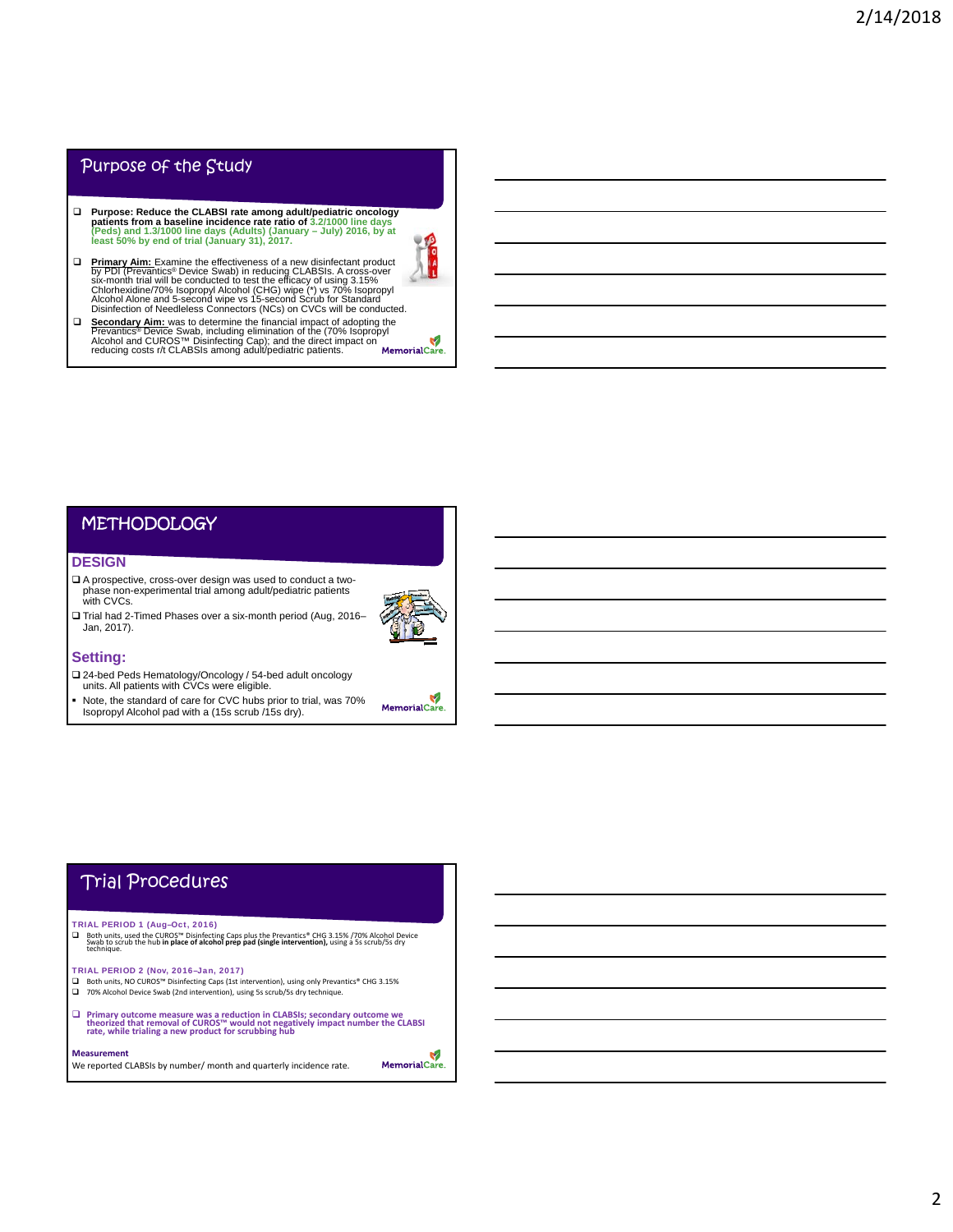## Purpose of the Study

- **Purpose: Reduce the CLABSI rate among adult/pediatric oncology patients from a baseline incidence rate ratio of 3.2/1000 line days (Peds) and 1.3/1000 line days (Adults) (January – July) 2016, by at least 50% by end of trial (January 31), 2017.**
- **Primary Aim:** Examine the effectiveness of a new disinfectant product by PDI (Prevantics® Device Swab) in reducing CLABSIs. A cross-over six-month trial will be conducted to test the efficacy of using 3.15% Chlorhexidine/70% Isopropyl Alcohol (CHG) wipe (*) vs 70% Isopropyl Alcohol Alone and 5-second wipe vs 15-second Scrub for Standard Disinfection of Needleless Connectors (NCs) on CVCs will be conducted.
- **Secondary Aim:** was to determine the financial impact of adopting the Prevantics® Device Swab, including elimination of the (70% Isopropyl Alcohol and CUROS™ Disinfecting Cap); and the direct impact on reducing costs r/t CLABSIs among adult/pediatric patients.

MemorialCare.

## METHODOLOGY

### DESIGN

- A prospective, cross-over design was used to conduct a two-phase non-experimental trial among adult/pediatric patients with CVCs.
- Trial had 2-Timed Phases over a six-month period (Aug, 2016–Jan, 2017).

### Setting:

- 24-bed Peds Hematology/Oncology / 54-bed adult oncology units. All patients with CVCs were eligible.
- Note, the standard of care for CVC hubs prior to trial, was 70% Isopropyl Alcohol pad with a (15s scrub /15s dry).

MemorialCare.

## Trial Procedures

**TRIAL PERIOD 1 (Aug–Oct, 2016)**

- Both units, used the CUROS™ Disinfecting Caps plus the Prevantics® CHG 3.15% /70% Alcohol Device Swab to scrub the hub **in place of alcohol prep pad (single intervention),** using a 5s scrub/5s dry technique.

**TRIAL PERIOD 2 (Nov, 2016–Jan, 2017)**

- Both units, NO CUROS™ Disinfecting Caps (1st intervention), using only Prevantics® CHG 3.15%
- 70% Alcohol Device Swab (2nd intervention), using 5s scrub/5s dry technique.

- **Primary outcome measure was a reduction in CLABSIs; secondary outcome we theorized that removal of CUROS™ would not negatively impact number the CLABSI rate, while trialing a new product for scrubbing hub**

**Measurement**

We reported CLABSIs by number/ month and quarterly incidence rate.

MemorialCare.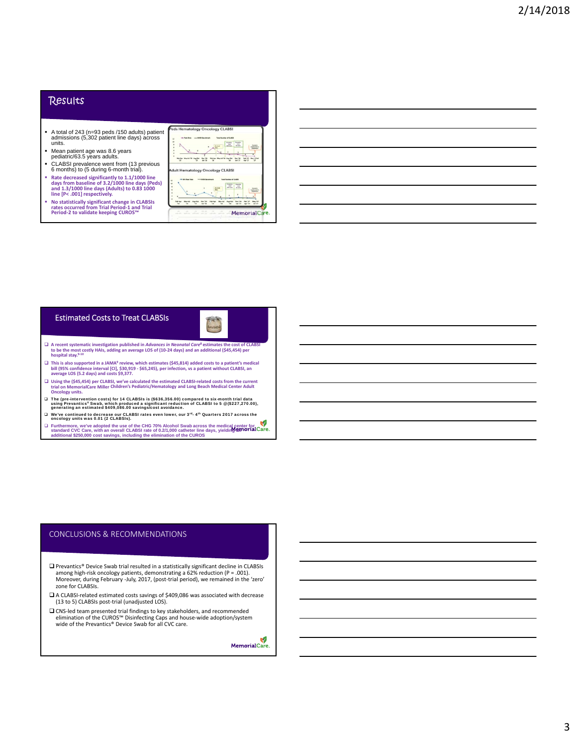## Results

- A total of 243 (n=93 peds /150 adults) patient admissions (5,302 patient line days) across units.
- Mean patient age was 8.6 years pediatric/63.5 years adults.
- CLABSI prevalence went from (13 previous 6 months) to (5 during 6-month trial).
- **Rate decreased significantly to 1.1/1000 line days from baseline of 3.2/1000 line days (Peds) and 1.3/1000 line days (Adults) to 0.83 1000 line [P< .001] respectively.**
- **No statistically significant change in CLABSIs rates occurred from Trial Period-1 and Trial Period-2 to validate keeping CUROS™**

Peds Hematology Oncology CLABSI

Adult Hematology Oncology CLABSI

MemorialCare.

## Estimated Costs to Treat CLABSIs

- **A recent systematic investigation published in *Advances in Neonatal Care*[8] estimates the cost of CLABSI to be the most costly HAIs, adding an average LOS of (10-24 days) and an additional ($45,454) per hospital stay.[9-10]**
- **This is also supported in a JAMA[9] review, which estimates ($45,814) added costs to a patient's medical bill (95% confidence interval [CI], $30,919 - $65,245), per infection, vs a patient without CLABSI, an average LOS (5.2 days) and costs $9,377.**
- **Using the ($45,454) per CLABSI, we've calculated the estimated CLABSI-related costs from the current trial on MemorialCare Miller Children's Pediatric/Hematology and Long Beach Medical Center Adult Oncology units.**
- **The (pre-intervention costs) for 14 CLABSIs is ($636,356.00) compared to six-month trial data using Prevantics® Swab, which produced a significant reduction of CLABSI to 5 @($227,270.00), generating an estimated $409,086.00 savings/cost avoidance.**
- **We've continued to decrease our CLABSI rates even lower, our 3rd- 4th Quarters 2017 across the oncology units was 0.01 (2 CLABSIs).**
- **Furthermore, we've adopted the use of the CHG 70% Alcohol Swab across the medical center for standard CVC Care, with an overall CLABSI rate of 0.2/1,000 catheter line days, yielding an additional $250,000 cost savings, including the elimination of the CUROS**

MemorialCare.

## CONCLUSIONS & RECOMMENDATIONS

- Prevantics® Device Swab trial resulted in a statistically significant decline in CLABSIs among high-risk oncology patients, demonstrating a 62% reduction (P = .001). Moreover, during February -July, 2017, (post-trial period), we remained in the 'zero' zone for CLABSIs.
- A CLABSI-related estimated costs savings of $409,086 was associated with decrease (13 to 5) CLABSIs post-trial (unadjusted LOS).
- CNS-led team presented trial findings to key stakeholders, and recommended elimination of the CUROS™ Disinfecting Caps and house-wide adoption/system wide of the Prevantics® Device Swab for all CVC care.

MemorialCare.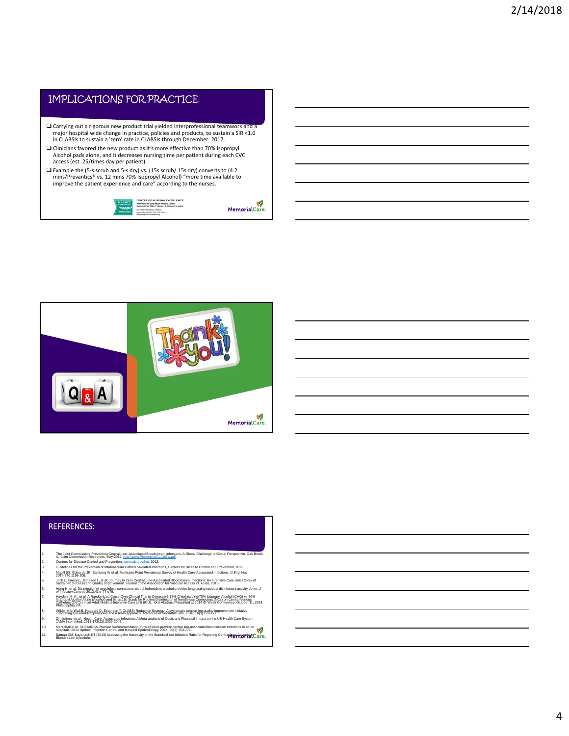# IMPLICATIONS FOR PRACTICE

- Carrying out a rigorous new product trial yielded interprofessional teamwork and a major hospital wide change in practice, policies and products, to sustain a SIR <1.0 in CLABSIs to sustain a 'zero' rate in CLABSIs through December 2017.
- Clinicians favored the new product as it's more effective than 70% Isopropyl Alcohol pads alone, and it decreases nursing time per patient during each CVC access (est. 25/times day per patient).
- Example the (5-s scrub and 5-s dry) vs. (15s scrub/ 15s dry) converts to (4.2 mins/Prevantics® vs. 12 mins 70% Isopropyl Alcohol) "more time available to improve the patient experience and care" according to the nurses.

CENTER OF NURSING EXCELLENCE

MemorialCare.

Thank You!

Q & A

MemorialCare.

# REFERENCES:

1. The Joint Commission. Preventing Central Line–Associated Bloodstream Infections: A Global Challenge, a Global Perspective. Oak Brook, IL: Joint Commission Resources, May 2012. http://www.PreventingCLABSIs.pdf.
2. Centers for Disease Control and Prevention, www.cdc.gov/hai, 2012.
3. Guidelines for the Prevention of Intravascular Catheter-Related Infections, Centers for Disease Control and Prevention, 2011.
4. Magill SS, Edwards JR, Bamberg W et al. Multistate Point Prevalence Survey of Health Care-Associated Infections. *N Eng Med* 2014;370:1198-208.
5. Jock L, Emery L, Jameson L, et al: Journey to Zero Central Line-Associated Bloodstream Infections: An Intensive Care Unit's Story of Sustained Success and Quality Improvement. Journal of the Association for Vascular Access 21:76-80, 2016
6. Hong H, et al. Disinfection of needleless connectors with chlorhexidine-alcohol provides long lasting residual disinfectant activity. *Amer. J of Infection Control.* 2013:41 e-77-e79.
7. Hayden, M. K., et al. A Randomized Cross-Over Clinical Trial to Compare 3.15% Chlorhexidine/70% Isopropyl Alcohol (CHG) vs 70% Isopropyl Alcohol Alone (Alcohol) and 5s vs 15s Scrub for Routine Disinfection of Needleless Connectors (NCs) on Central Venous Catheters (CVCs) in an Adult Medical Intensive Care Unit (ICU). Oral Abstract Presented at 2014 ID Week Conference, October 11, 2014, Philadelphia, PA.
8. Wilder, KA, Wall B, Haggard D, Epperson T. CLABSI Reduction Strategy: A systematic central line quality improvement initiative integrating line-rounding principles and a team approach. *Advances in Neonatal Care*, 2016; 16(3):170-177.
9. Zimlichman et al. Health Care–Associated Infections A Meta-analysis of Costs and Financial Impact on the US Health Care System. JAMA Intern Med. 2013;173(22):2039-2046.
10. Marschall et al. SHEA/IDSA Practice Recommendation, Strategies to prevent central line-associated bloodstream infections in acute hospitals: 2014 Update. Infection Control and Hospital Epidemiology, 2014; 35(7):753-771.
11. Saman DM, Kavanagh KT (2013) Assessing the Necessity of the Standardized Infection Ratio for Reporting Central Line-Associated Bloodstream Infections.

MemorialCare.